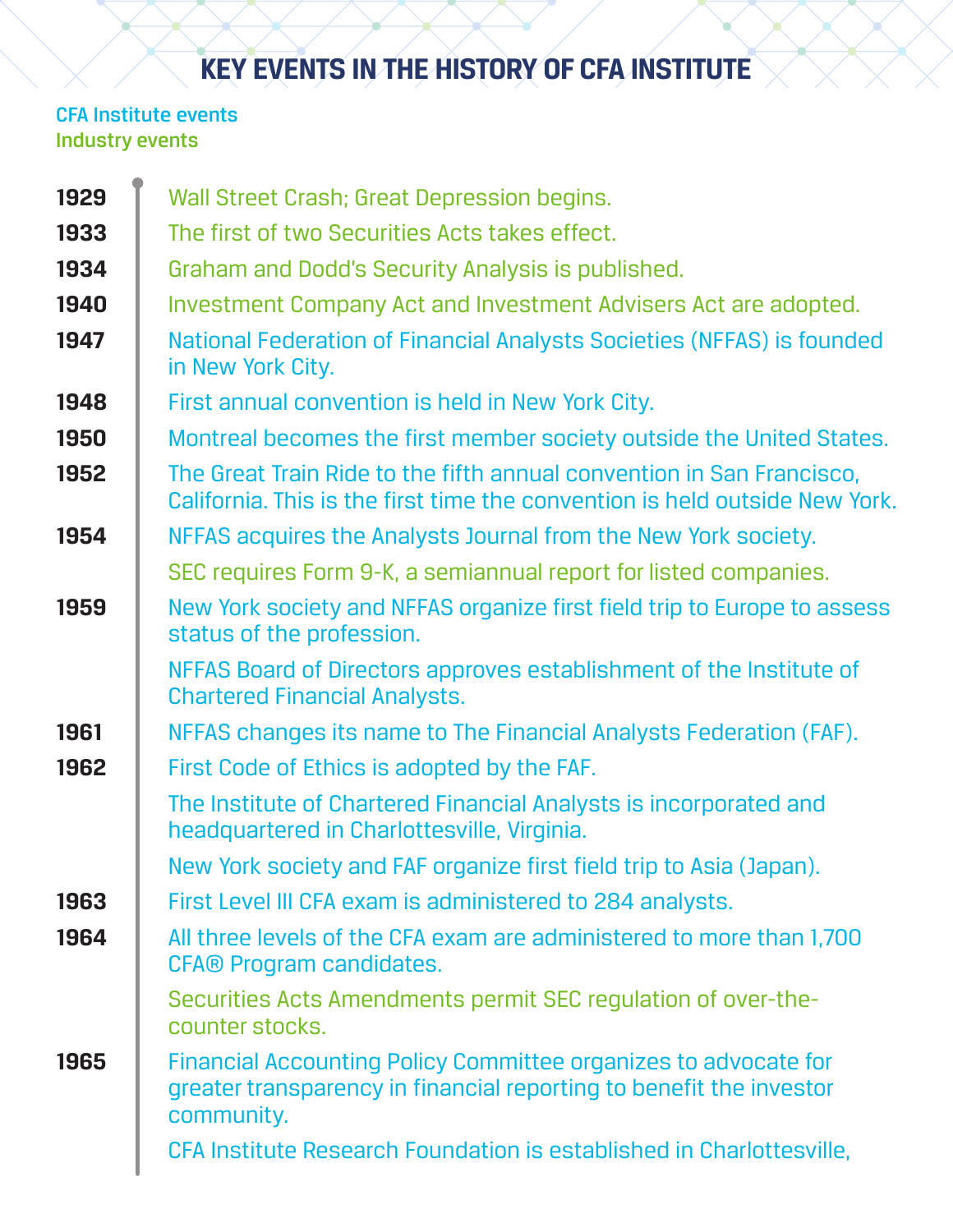# KEY EVENTS IN THE HISTORY OF CFA INSTITUTE

CFA Institute events
Industry events

**1929** Wall Street Crash; Great Depression begins.

**1933** The first of two Securities Acts takes effect.

**1934** Graham and Dodd's Security Analysis is published.

**1940** Investment Company Act and Investment Advisers Act are adopted.

**1947** National Federation of Financial Analysts Societies (NFFAS) is founded in New York City.

**1948** First annual convention is held in New York City.

**1950** Montreal becomes the first member society outside the United States.

**1952** The Great Train Ride to the fifth annual convention in San Francisco, California. This is the first time the convention is held outside New York.

**1954** NFFAS acquires the Analysts Journal from the New York society.

SEC requires Form 9-K, a semiannual report for listed companies.

**1959** New York society and NFFAS organize first field trip to Europe to assess status of the profession.

NFFAS Board of Directors approves establishment of the Institute of Chartered Financial Analysts.

**1961** NFFAS changes its name to The Financial Analysts Federation (FAF).

**1962** First Code of Ethics is adopted by the FAF.

The Institute of Chartered Financial Analysts is incorporated and headquartered in Charlottesville, Virginia.

New York society and FAF organize first field trip to Asia (Japan).

**1963** First Level III CFA exam is administered to 284 analysts.

**1964** All three levels of the CFA exam are administered to more than 1,700 CFA® Program candidates.

Securities Acts Amendments permit SEC regulation of over-the-counter stocks.

**1965** Financial Accounting Policy Committee organizes to advocate for greater transparency in financial reporting to benefit the investor community.

CFA Institute Research Foundation is established in Charlottesville,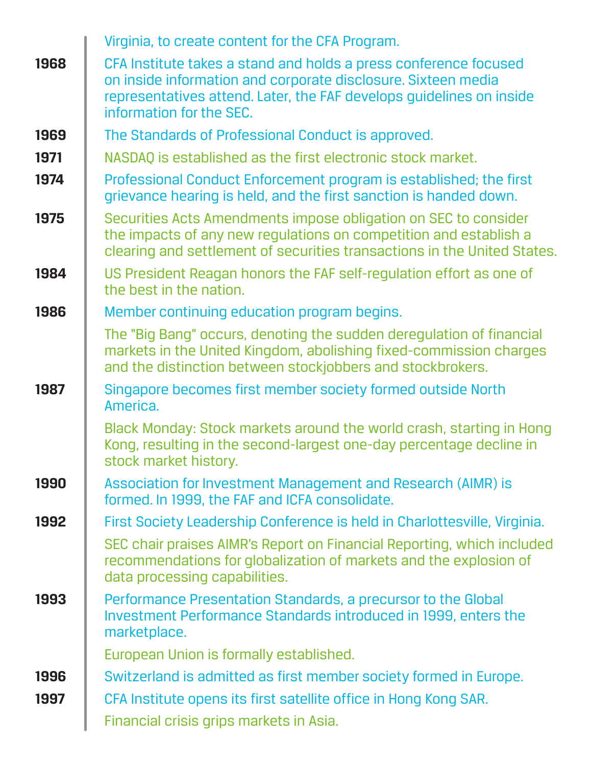Virginia, to create content for the CFA Program.

**1968** CFA Institute takes a stand and holds a press conference focused on inside information and corporate disclosure. Sixteen media representatives attend. Later, the FAF develops guidelines on inside information for the SEC.

**1969** The Standards of Professional Conduct is approved.

**1971** NASDAQ is established as the first electronic stock market.

**1974** Professional Conduct Enforcement program is established; the first grievance hearing is held, and the first sanction is handed down.

**1975** Securities Acts Amendments impose obligation on SEC to consider the impacts of any new regulations on competition and establish a clearing and settlement of securities transactions in the United States.

**1984** US President Reagan honors the FAF self-regulation effort as one of the best in the nation.

**1986** Member continuing education program begins.

The "Big Bang" occurs, denoting the sudden deregulation of financial markets in the United Kingdom, abolishing fixed-commission charges and the distinction between stockjobbers and stockbrokers.

**1987** Singapore becomes first member society formed outside North America.

Black Monday: Stock markets around the world crash, starting in Hong Kong, resulting in the second-largest one-day percentage decline in stock market history.

**1990** Association for Investment Management and Research (AIMR) is formed. In 1999, the FAF and ICFA consolidate.

**1992** First Society Leadership Conference is held in Charlottesville, Virginia.

SEC chair praises AIMR's Report on Financial Reporting, which included recommendations for globalization of markets and the explosion of data processing capabilities.

**1993** Performance Presentation Standards, a precursor to the Global Investment Performance Standards introduced in 1999, enters the marketplace.

European Union is formally established.

**1996** Switzerland is admitted as first member society formed in Europe.

**1997** CFA Institute opens its first satellite office in Hong Kong SAR.

Financial crisis grips markets in Asia.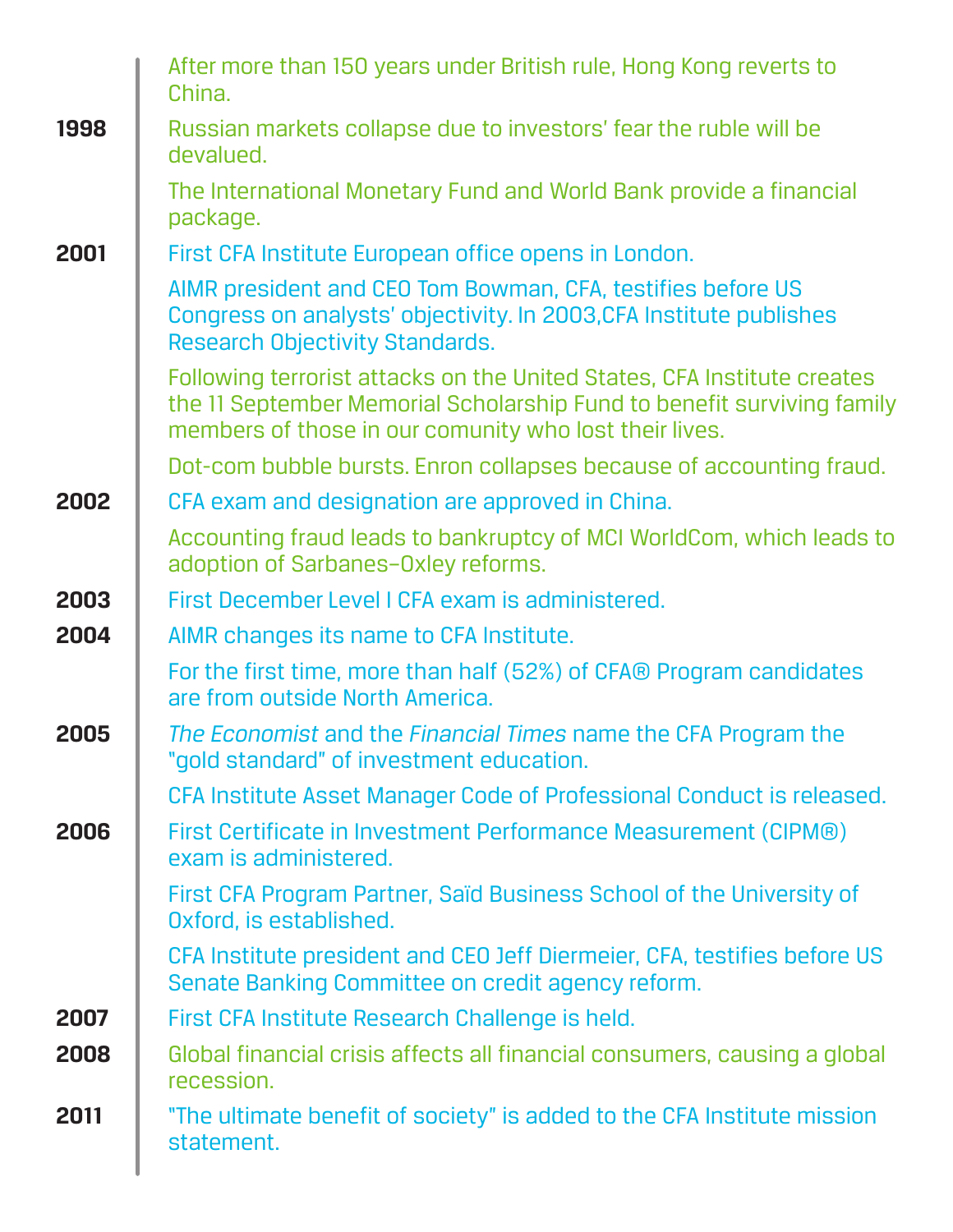After more than 150 years under British rule, Hong Kong reverts to China.

**1998**

Russian markets collapse due to investors' fear the ruble will be devalued.

The International Monetary Fund and World Bank provide a financial package.

**2001**

First CFA Institute European office opens in London.

AIMR president and CEO Tom Bowman, CFA, testifies before US Congress on analysts' objectivity. In 2003,CFA Institute publishes Research Objectivity Standards.

Following terrorist attacks on the United States, CFA Institute creates the 11 September Memorial Scholarship Fund to benefit surviving family members of those in our comunity who lost their lives.

Dot-com bubble bursts. Enron collapses because of accounting fraud.

**2002**

CFA exam and designation are approved in China.

Accounting fraud leads to bankruptcy of MCI WorldCom, which leads to adoption of Sarbanes–Oxley reforms.

**2003**

First December Level I CFA exam is administered.

**2004**

AIMR changes its name to CFA Institute.

For the first time, more than half (52%) of CFA® Program candidates are from outside North America.

**2005**

*The Economist* and the *Financial Times* name the CFA Program the "gold standard" of investment education.

CFA Institute Asset Manager Code of Professional Conduct is released.

**2006**

First Certificate in Investment Performance Measurement (CIPM®) exam is administered.

First CFA Program Partner, Saïd Business School of the University of Oxford, is established.

CFA Institute president and CEO Jeff Diermeier, CFA, testifies before US Senate Banking Committee on credit agency reform.

**2007**

First CFA Institute Research Challenge is held.

**2008**

Global financial crisis affects all financial consumers, causing a global recession.

**2011**

"The ultimate benefit of society" is added to the CFA Institute mission statement.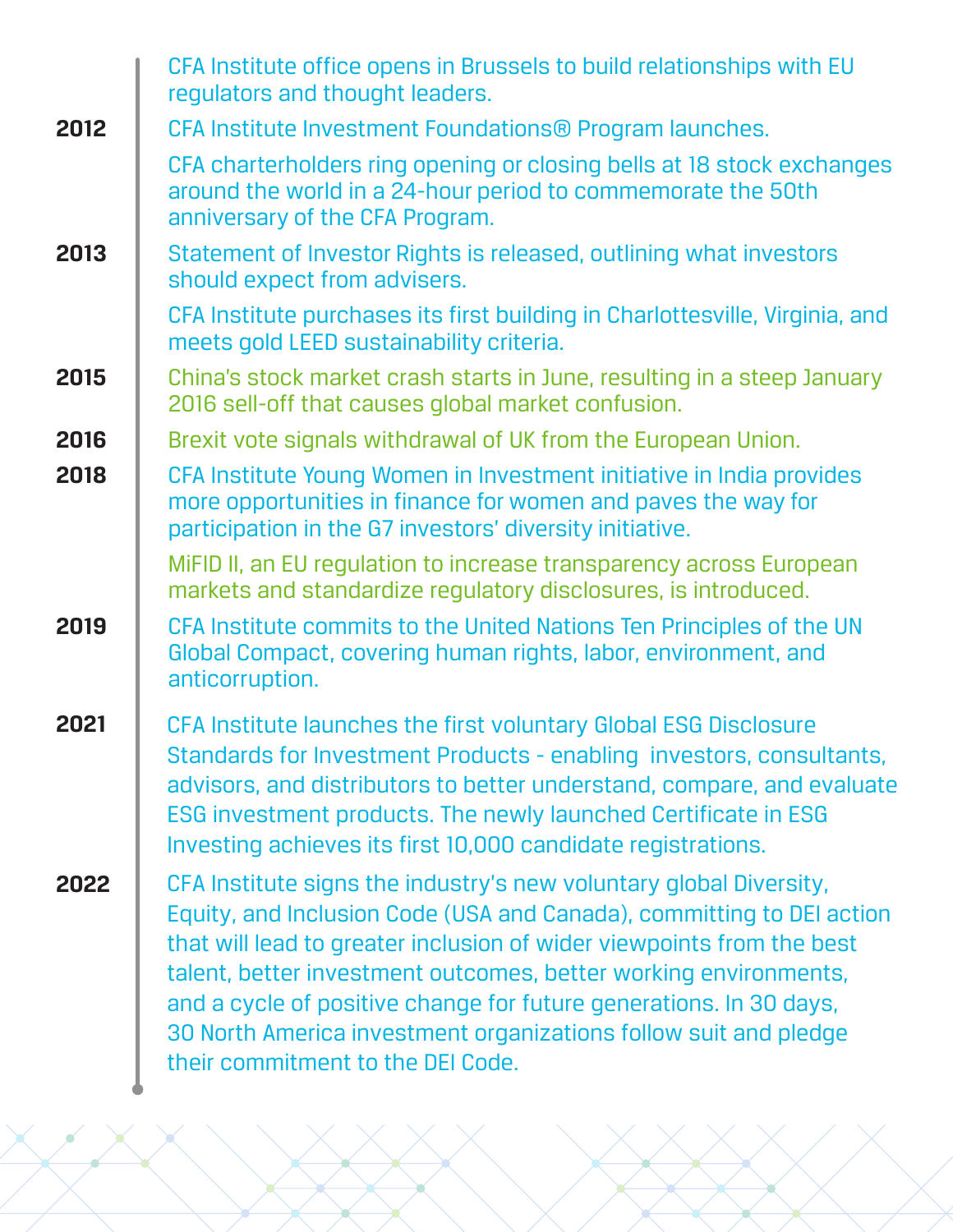CFA Institute office opens in Brussels to build relationships with EU regulators and thought leaders.

**2012** CFA Institute Investment Foundations® Program launches.

CFA charterholders ring opening or closing bells at 18 stock exchanges around the world in a 24-hour period to commemorate the 50th anniversary of the CFA Program.

**2013** Statement of Investor Rights is released, outlining what investors should expect from advisers.

CFA Institute purchases its first building in Charlottesville, Virginia, and meets gold LEED sustainability criteria.

**2015** China's stock market crash starts in June, resulting in a steep January 2016 sell-off that causes global market confusion.

**2016** Brexit vote signals withdrawal of UK from the European Union.

**2018** CFA Institute Young Women in Investment initiative in India provides more opportunities in finance for women and paves the way for participation in the G7 investors' diversity initiative.

MiFID II, an EU regulation to increase transparency across European markets and standardize regulatory disclosures, is introduced.

**2019** CFA Institute commits to the United Nations Ten Principles of the UN Global Compact, covering human rights, labor, environment, and anticorruption.

**2021** CFA Institute launches the first voluntary Global ESG Disclosure Standards for Investment Products - enabling investors, consultants, advisors, and distributors to better understand, compare, and evaluate ESG investment products. The newly launched Certificate in ESG Investing achieves its first 10,000 candidate registrations.

**2022** CFA Institute signs the industry's new voluntary global Diversity, Equity, and Inclusion Code (USA and Canada), committing to DEI action that will lead to greater inclusion of wider viewpoints from the best talent, better investment outcomes, better working environments, and a cycle of positive change for future generations. In 30 days, 30 North America investment organizations follow suit and pledge their commitment to the DEI Code.